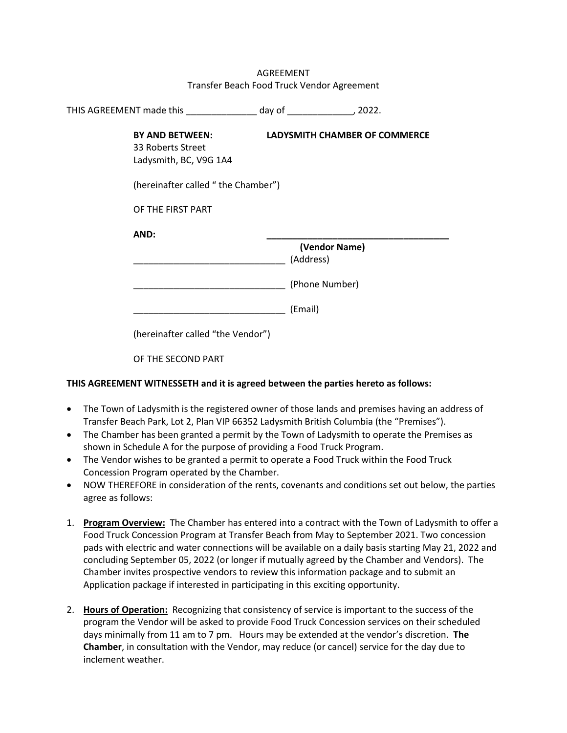AGREEMENT

Transfer Beach Food Truck Vendor Agreement

THIS AGREEMENT made this ______________ day of _____________, 2022.

**BY AND BETWEEN:** **LADYSMITH CHAMBER OF COMMERCE**

33 Roberts Street
Ladysmith, BC, V9G 1A4

(hereinafter called " the Chamber")

OF THE FIRST PART

**AND:** **_____________________________________**

**(Vendor Name)**

______________________________ (Address)

______________________________ (Phone Number)

______________________________ (Email)

(hereinafter called "the Vendor")

OF THE SECOND PART

**THIS AGREEMENT WITNESSETH and it is agreed between the parties hereto as follows:**

- The Town of Ladysmith is the registered owner of those lands and premises having an address of Transfer Beach Park, Lot 2, Plan VIP 66352 Ladysmith British Columbia (the "Premises").
- The Chamber has been granted a permit by the Town of Ladysmith to operate the Premises as shown in Schedule A for the purpose of providing a Food Truck Program.
- The Vendor wishes to be granted a permit to operate a Food Truck within the Food Truck Concession Program operated by the Chamber.
- NOW THEREFORE in consideration of the rents, covenants and conditions set out below, the parties agree as follows:

1. **Program Overview:** The Chamber has entered into a contract with the Town of Ladysmith to offer a Food Truck Concession Program at Transfer Beach from May to September 2021. Two concession pads with electric and water connections will be available on a daily basis starting May 21, 2022 and concluding September 05, 2022 (or longer if mutually agreed by the Chamber and Vendors). The Chamber invites prospective vendors to review this information package and to submit an Application package if interested in participating in this exciting opportunity.

2. **Hours of Operation:** Recognizing that consistency of service is important to the success of the program the Vendor will be asked to provide Food Truck Concession services on their scheduled days minimally from 11 am to 7 pm. Hours may be extended at the vendor's discretion. **The Chamber**, in consultation with the Vendor, may reduce (or cancel) service for the day due to inclement weather.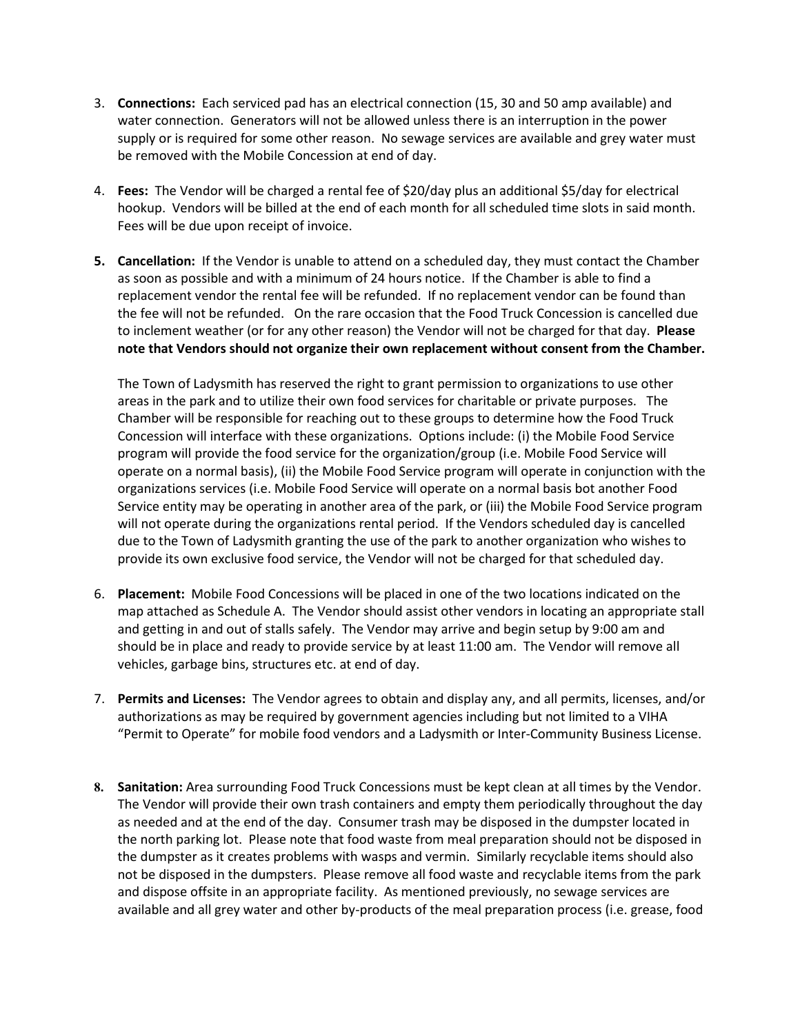3. **Connections:** Each serviced pad has an electrical connection (15, 30 and 50 amp available) and water connection. Generators will not be allowed unless there is an interruption in the power supply or is required for some other reason. No sewage services are available and grey water must be removed with the Mobile Concession at end of day.

4. **Fees:** The Vendor will be charged a rental fee of $20/day plus an additional $5/day for electrical hookup. Vendors will be billed at the end of each month for all scheduled time slots in said month. Fees will be due upon receipt of invoice.

5. **Cancellation:** If the Vendor is unable to attend on a scheduled day, they must contact the Chamber as soon as possible and with a minimum of 24 hours notice. If the Chamber is able to find a replacement vendor the rental fee will be refunded. If no replacement vendor can be found than the fee will not be refunded. On the rare occasion that the Food Truck Concession is cancelled due to inclement weather (or for any other reason) the Vendor will not be charged for that day. **Please note that Vendors should not organize their own replacement without consent from the Chamber.**

   The Town of Ladysmith has reserved the right to grant permission to organizations to use other areas in the park and to utilize their own food services for charitable or private purposes. The Chamber will be responsible for reaching out to these groups to determine how the Food Truck Concession will interface with these organizations. Options include: (i) the Mobile Food Service program will provide the food service for the organization/group (i.e. Mobile Food Service will operate on a normal basis), (ii) the Mobile Food Service program will operate in conjunction with the organizations services (i.e. Mobile Food Service will operate on a normal basis bot another Food Service entity may be operating in another area of the park, or (iii) the Mobile Food Service program will not operate during the organizations rental period. If the Vendors scheduled day is cancelled due to the Town of Ladysmith granting the use of the park to another organization who wishes to provide its own exclusive food service, the Vendor will not be charged for that scheduled day.

6. **Placement:** Mobile Food Concessions will be placed in one of the two locations indicated on the map attached as Schedule A. The Vendor should assist other vendors in locating an appropriate stall and getting in and out of stalls safely. The Vendor may arrive and begin setup by 9:00 am and should be in place and ready to provide service by at least 11:00 am. The Vendor will remove all vehicles, garbage bins, structures etc. at end of day.

7. **Permits and Licenses:** The Vendor agrees to obtain and display any, and all permits, licenses, and/or authorizations as may be required by government agencies including but not limited to a VIHA "Permit to Operate" for mobile food vendors and a Ladysmith or Inter-Community Business License.

8. **Sanitation:** Area surrounding Food Truck Concessions must be kept clean at all times by the Vendor. The Vendor will provide their own trash containers and empty them periodically throughout the day as needed and at the end of the day. Consumer trash may be disposed in the dumpster located in the north parking lot. Please note that food waste from meal preparation should not be disposed in the dumpster as it creates problems with wasps and vermin. Similarly recyclable items should also not be disposed in the dumpsters. Please remove all food waste and recyclable items from the park and dispose offsite in an appropriate facility. As mentioned previously, no sewage services are available and all grey water and other by-products of the meal preparation process (i.e. grease, food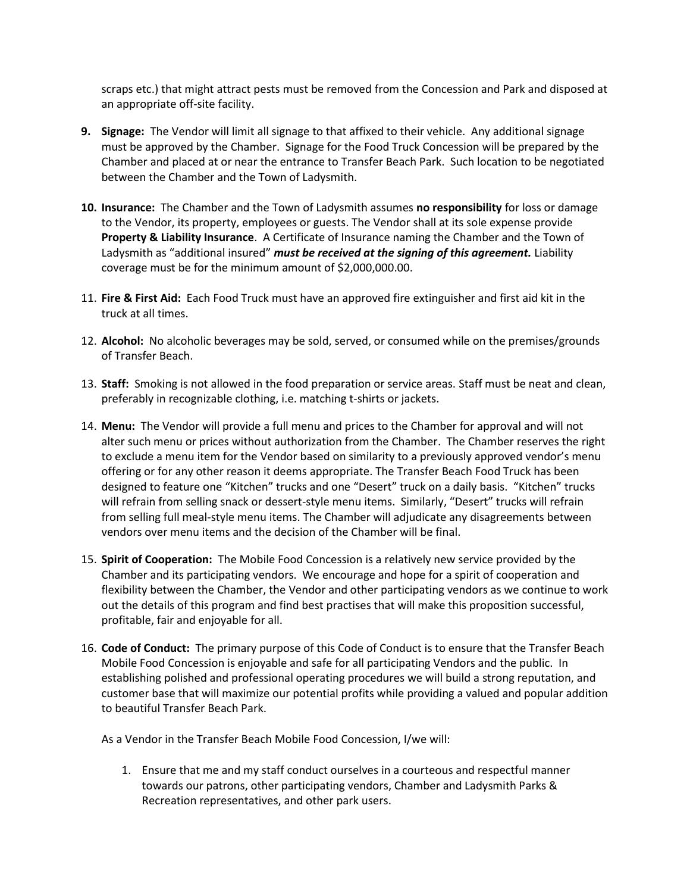scraps etc.) that might attract pests must be removed from the Concession and Park and disposed at an appropriate off-site facility.

9. **Signage:** The Vendor will limit all signage to that affixed to their vehicle. Any additional signage must be approved by the Chamber. Signage for the Food Truck Concession will be prepared by the Chamber and placed at or near the entrance to Transfer Beach Park. Such location to be negotiated between the Chamber and the Town of Ladysmith.

10. **Insurance:** The Chamber and the Town of Ladysmith assumes **no responsibility** for loss or damage to the Vendor, its property, employees or guests. The Vendor shall at its sole expense provide **Property & Liability Insurance**. A Certificate of Insurance naming the Chamber and the Town of Ladysmith as "additional insured" ***must be received at the signing of this agreement.*** Liability coverage must be for the minimum amount of $2,000,000.00.

11. **Fire & First Aid:** Each Food Truck must have an approved fire extinguisher and first aid kit in the truck at all times.

12. **Alcohol:** No alcoholic beverages may be sold, served, or consumed while on the premises/grounds of Transfer Beach.

13. **Staff:** Smoking is not allowed in the food preparation or service areas. Staff must be neat and clean, preferably in recognizable clothing, i.e. matching t-shirts or jackets.

14. **Menu:** The Vendor will provide a full menu and prices to the Chamber for approval and will not alter such menu or prices without authorization from the Chamber. The Chamber reserves the right to exclude a menu item for the Vendor based on similarity to a previously approved vendor's menu offering or for any other reason it deems appropriate. The Transfer Beach Food Truck has been designed to feature one "Kitchen" trucks and one "Desert" truck on a daily basis. "Kitchen" trucks will refrain from selling snack or dessert-style menu items. Similarly, "Desert" trucks will refrain from selling full meal-style menu items. The Chamber will adjudicate any disagreements between vendors over menu items and the decision of the Chamber will be final.

15. **Spirit of Cooperation:** The Mobile Food Concession is a relatively new service provided by the Chamber and its participating vendors. We encourage and hope for a spirit of cooperation and flexibility between the Chamber, the Vendor and other participating vendors as we continue to work out the details of this program and find best practises that will make this proposition successful, profitable, fair and enjoyable for all.

16. **Code of Conduct:** The primary purpose of this Code of Conduct is to ensure that the Transfer Beach Mobile Food Concession is enjoyable and safe for all participating Vendors and the public. In establishing polished and professional operating procedures we will build a strong reputation, and customer base that will maximize our potential profits while providing a valued and popular addition to beautiful Transfer Beach Park.

    As a Vendor in the Transfer Beach Mobile Food Concession, I/we will:

    1. Ensure that me and my staff conduct ourselves in a courteous and respectful manner towards our patrons, other participating vendors, Chamber and Ladysmith Parks & Recreation representatives, and other park users.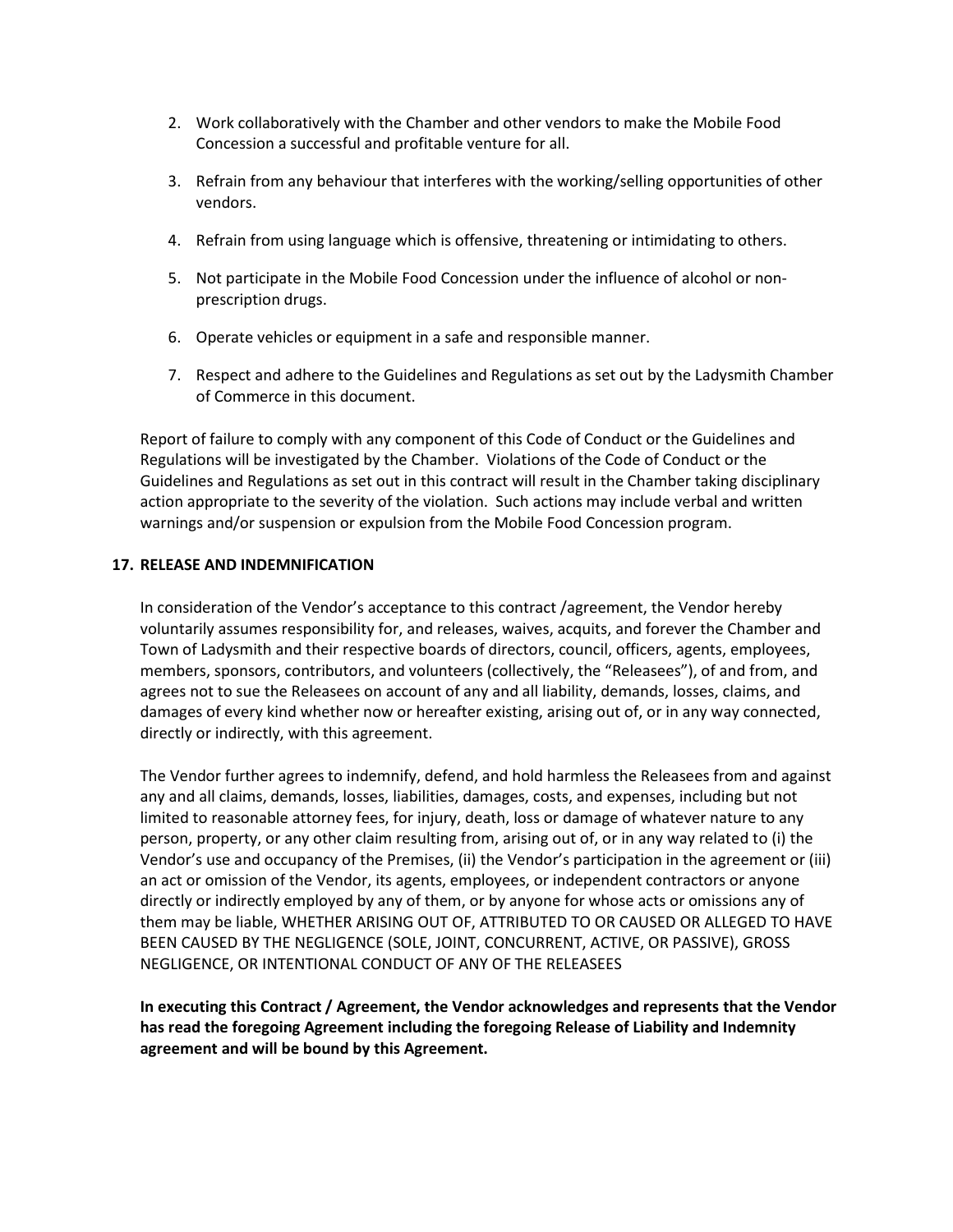2. Work collaboratively with the Chamber and other vendors to make the Mobile Food Concession a successful and profitable venture for all.
3. Refrain from any behaviour that interferes with the working/selling opportunities of other vendors.
4. Refrain from using language which is offensive, threatening or intimidating to others.
5. Not participate in the Mobile Food Concession under the influence of alcohol or non-prescription drugs.
6. Operate vehicles or equipment in a safe and responsible manner.
7. Respect and adhere to the Guidelines and Regulations as set out by the Ladysmith Chamber of Commerce in this document.

Report of failure to comply with any component of this Code of Conduct or the Guidelines and Regulations will be investigated by the Chamber. Violations of the Code of Conduct or the Guidelines and Regulations as set out in this contract will result in the Chamber taking disciplinary action appropriate to the severity of the violation. Such actions may include verbal and written warnings and/or suspension or expulsion from the Mobile Food Concession program.

## 17. RELEASE AND INDEMNIFICATION

In consideration of the Vendor's acceptance to this contract /agreement, the Vendor hereby voluntarily assumes responsibility for, and releases, waives, acquits, and forever the Chamber and Town of Ladysmith and their respective boards of directors, council, officers, agents, employees, members, sponsors, contributors, and volunteers (collectively, the "Releasees"), of and from, and agrees not to sue the Releasees on account of any and all liability, demands, losses, claims, and damages of every kind whether now or hereafter existing, arising out of, or in any way connected, directly or indirectly, with this agreement.

The Vendor further agrees to indemnify, defend, and hold harmless the Releasees from and against any and all claims, demands, losses, liabilities, damages, costs, and expenses, including but not limited to reasonable attorney fees, for injury, death, loss or damage of whatever nature to any person, property, or any other claim resulting from, arising out of, or in any way related to (i) the Vendor's use and occupancy of the Premises, (ii) the Vendor's participation in the agreement or (iii) an act or omission of the Vendor, its agents, employees, or independent contractors or anyone directly or indirectly employed by any of them, or by anyone for whose acts or omissions any of them may be liable, WHETHER ARISING OUT OF, ATTRIBUTED TO OR CAUSED OR ALLEGED TO HAVE BEEN CAUSED BY THE NEGLIGENCE (SOLE, JOINT, CONCURRENT, ACTIVE, OR PASSIVE), GROSS NEGLIGENCE, OR INTENTIONAL CONDUCT OF ANY OF THE RELEASEES

**In executing this Contract / Agreement, the Vendor acknowledges and represents that the Vendor has read the foregoing Agreement including the foregoing Release of Liability and Indemnity agreement and will be bound by this Agreement.**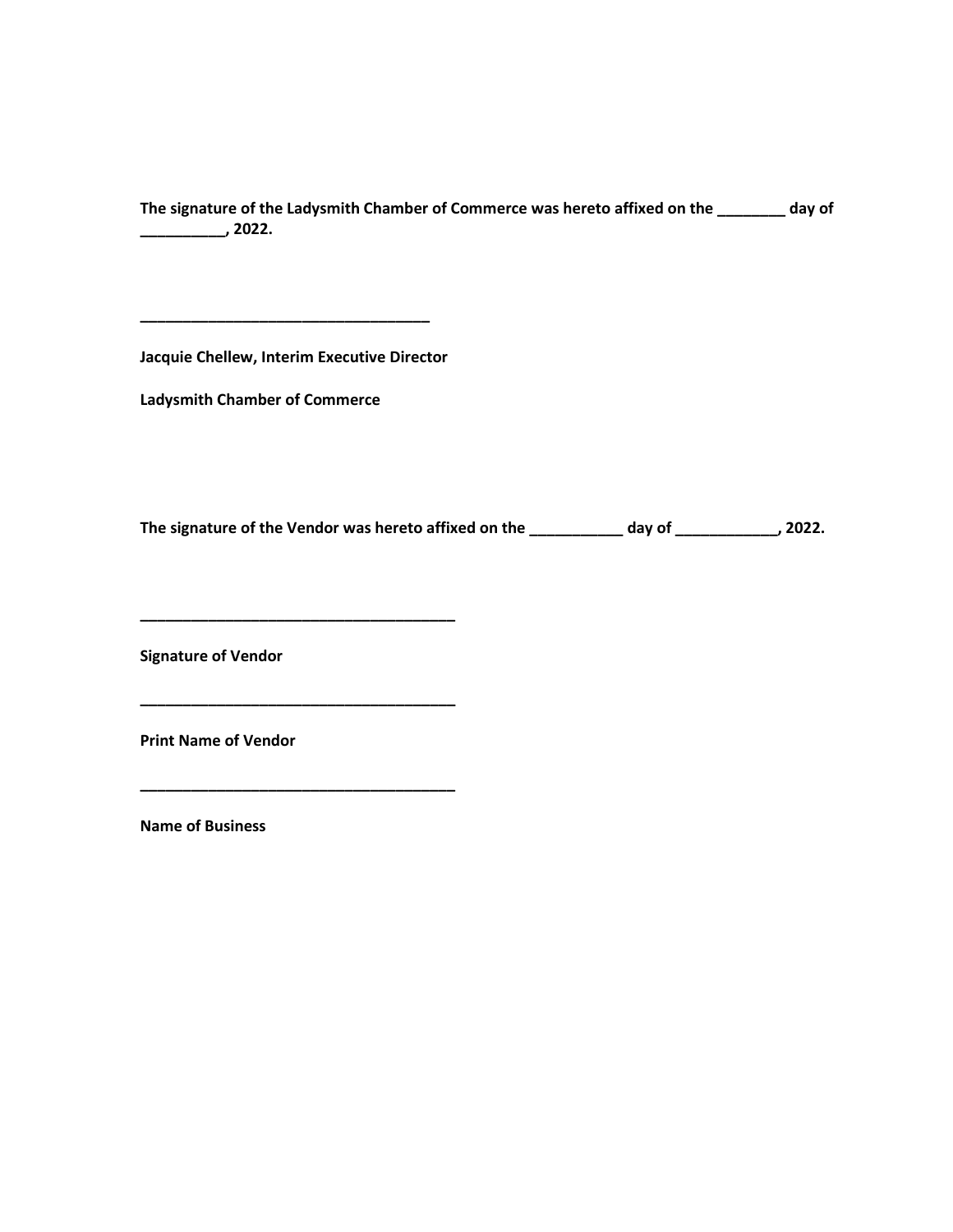**The signature of the Ladysmith Chamber of Commerce was hereto affixed on the ________ day of __________, 2022.**

**__________________________________**

**Jacquie Chellew, Interim Executive Director**

**Ladysmith Chamber of Commerce**

**The signature of the Vendor was hereto affixed on the ___________ day of ____________, 2022.**

**_____________________________________**

**Signature of Vendor**

**_____________________________________**

**Print Name of Vendor**

**_____________________________________**

**Name of Business**